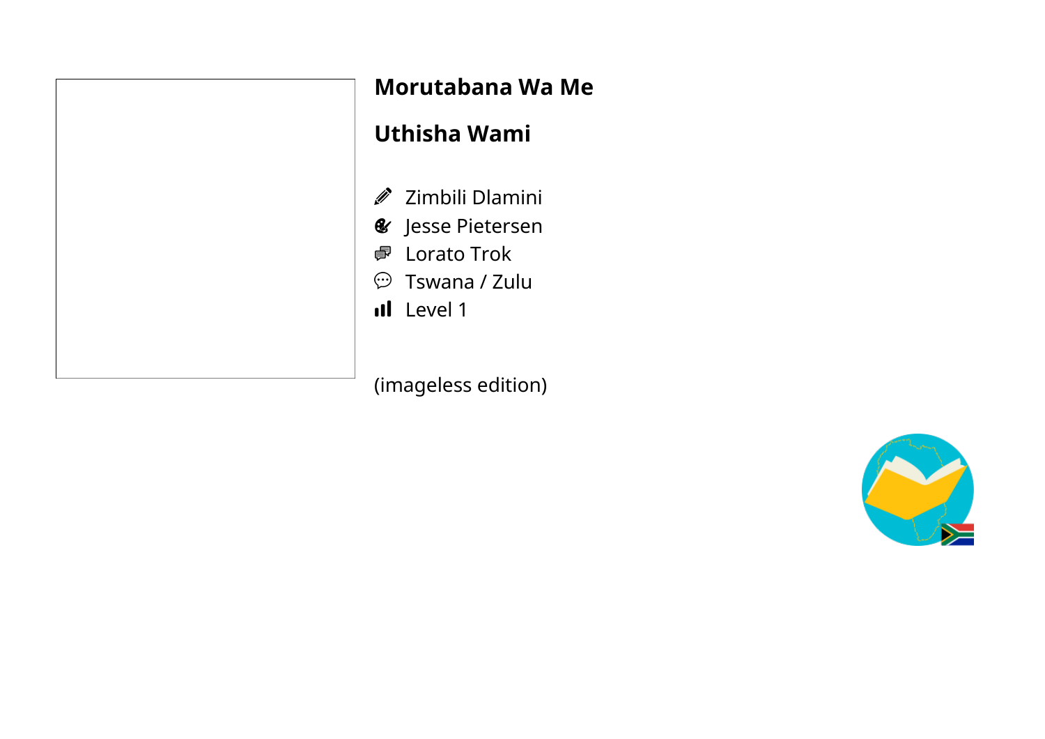# Morutabana Wa Me

# Uthisha Wami

- Zimbili Dlamini
- Jesse Pietersen
- Lorato Trok
- Tswana / Zulu
- Level 1

(imageless edition)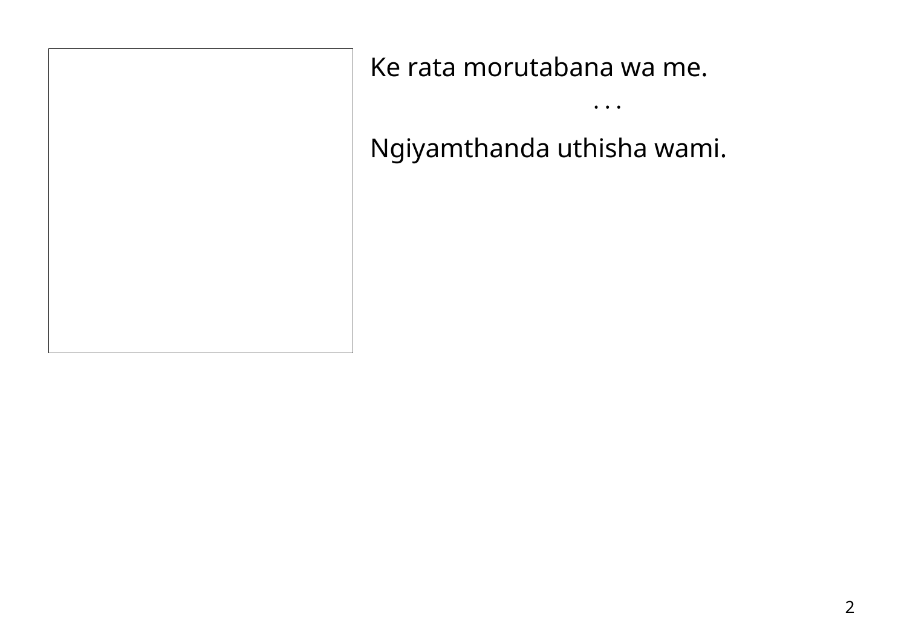Ke rata morutabana wa me.

. . .

Ngiyamthanda uthisha wami.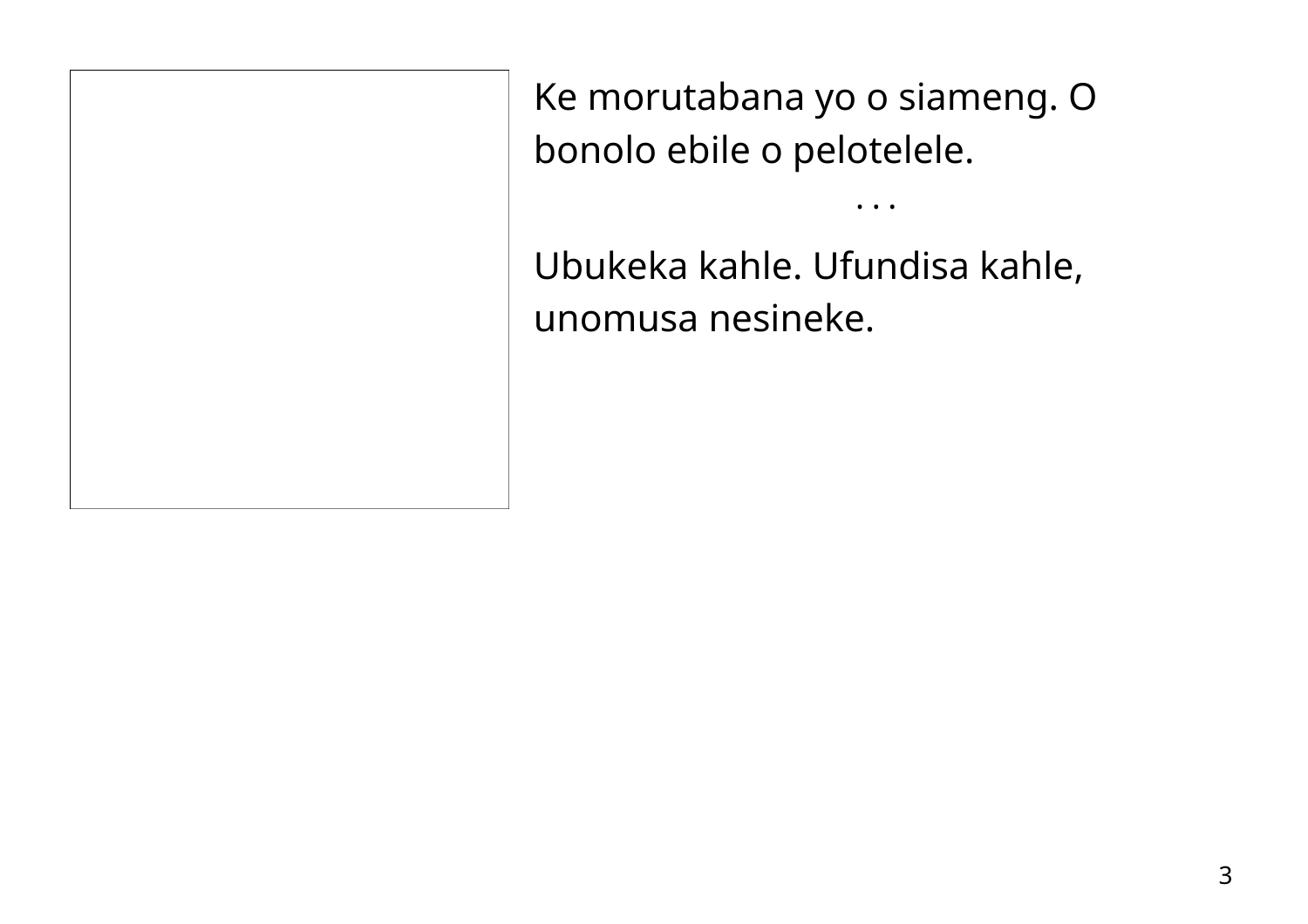Ke morutabana yo o siameng. O bonolo ebile o pelotelele.

. . .

Ubukeka kahle. Ufundisa kahle, unomusa nesineke.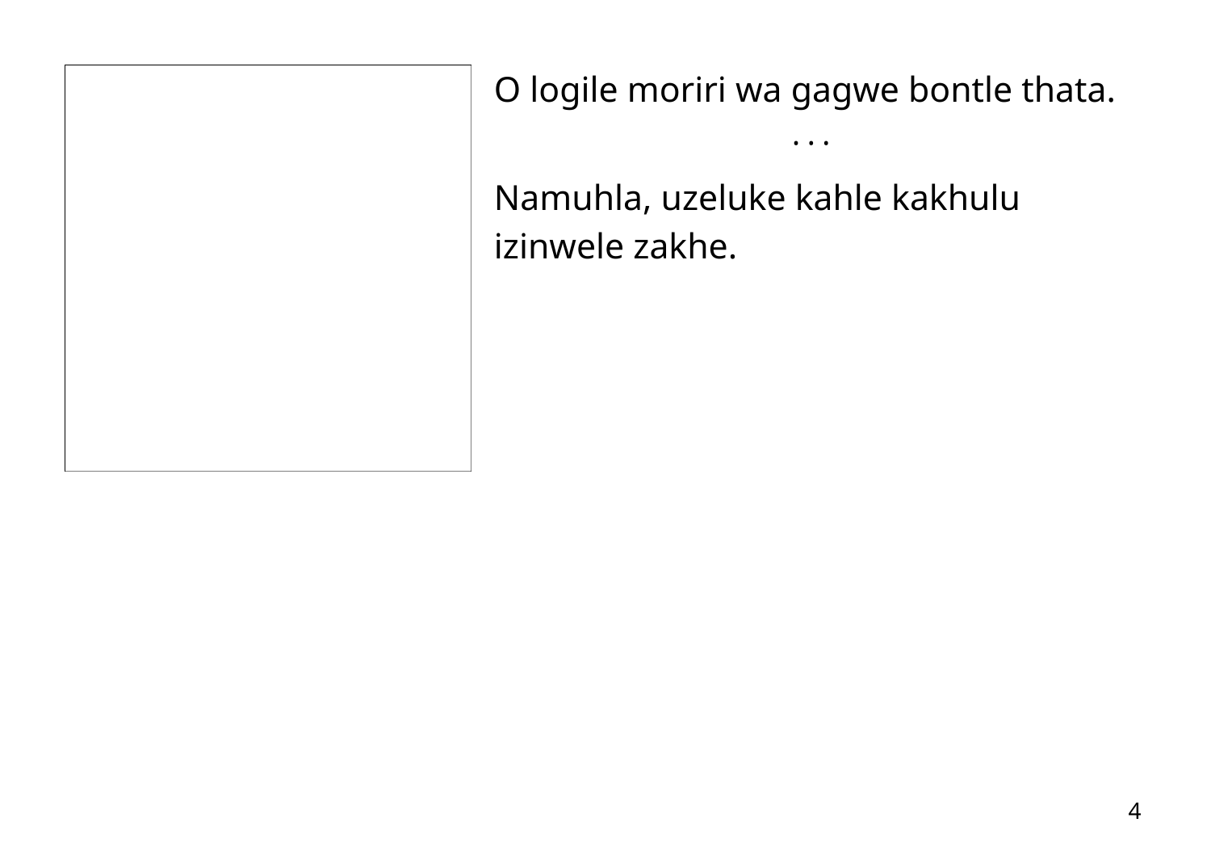O logile moriri wa gagwe bontle thata.

. . .

Namuhla, uzeluke kahle kakhulu izinwele zakhe.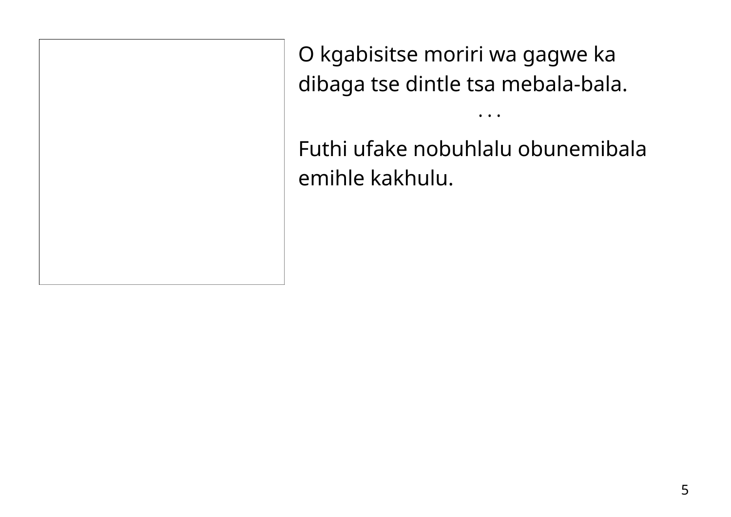O kgabisitse moriri wa gagwe ka dibaga tse dintle tsa mebala-bala.

. . .

Futhi ufake nobuhlalu obunemibala emihle kakhulu.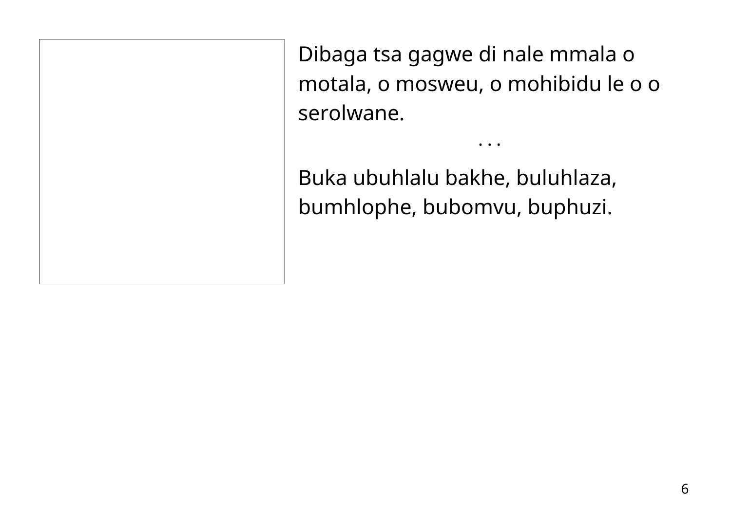Dibaga tsa gagwe di nale mmala o motala, o mosweu, o mohibidu le o o serolwane.

. . .

Buka ubuhlalu bakhe, buluhlaza, bumhlophe, bubomvu, buphuzi.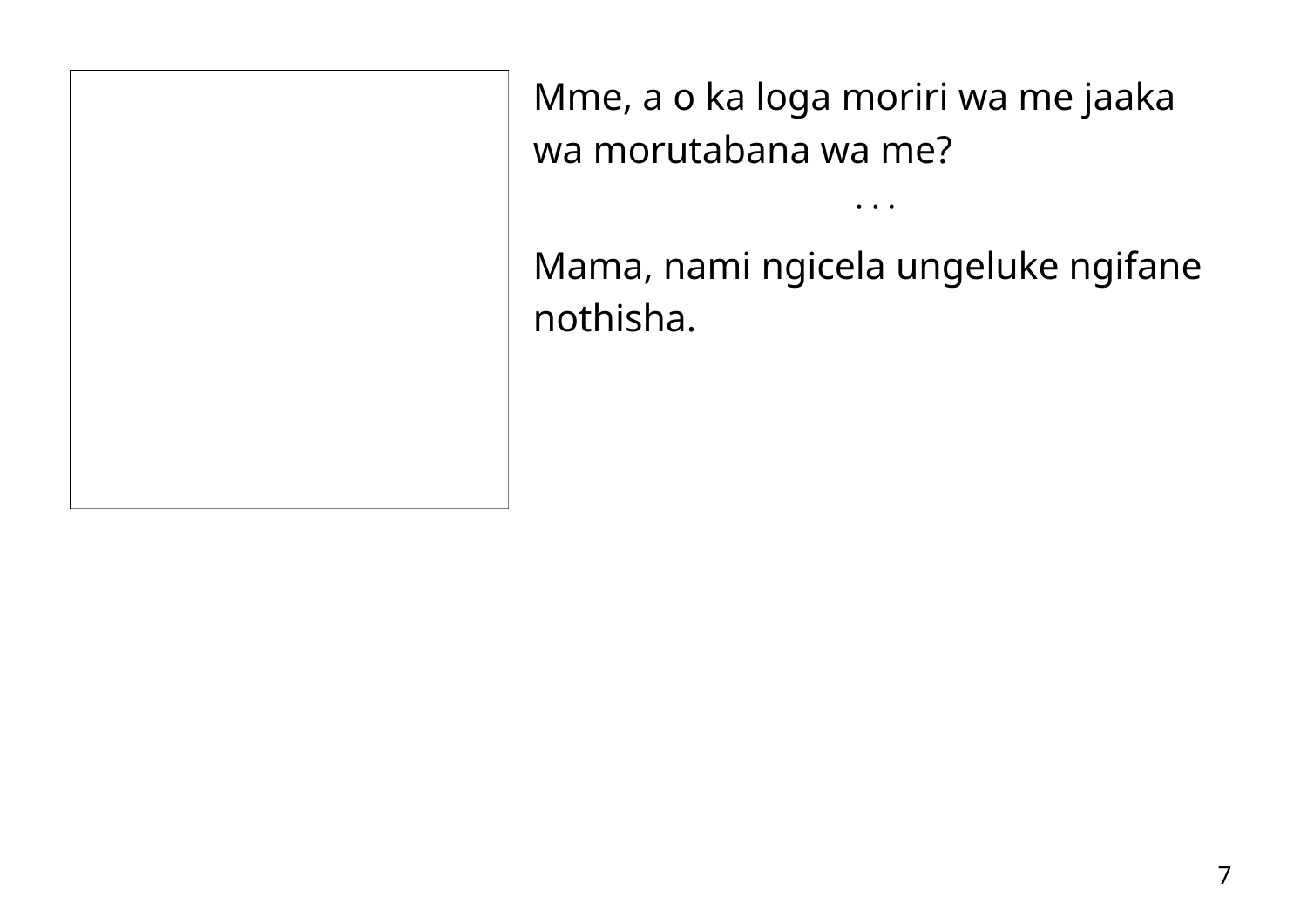Mme, a o ka loga moriri wa me jaaka wa morutabana wa me?

. . .

Mama, nami ngicela ungeluke ngifane nothisha.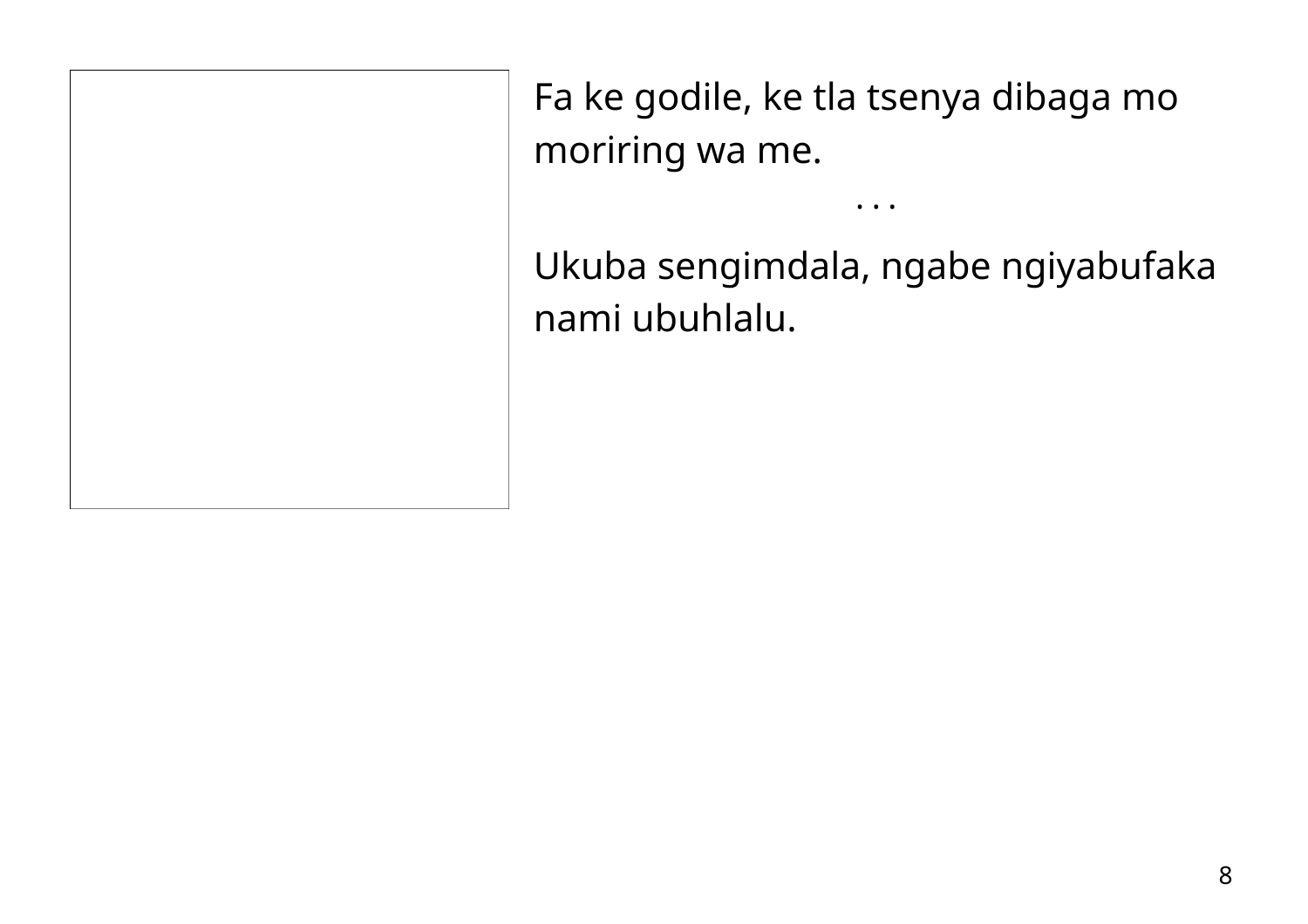Fa ke godile, ke tla tsenya dibaga mo moriring wa me.

. . .

Ukuba sengimdala, ngabe ngiyabufaka nami ubuhlalu.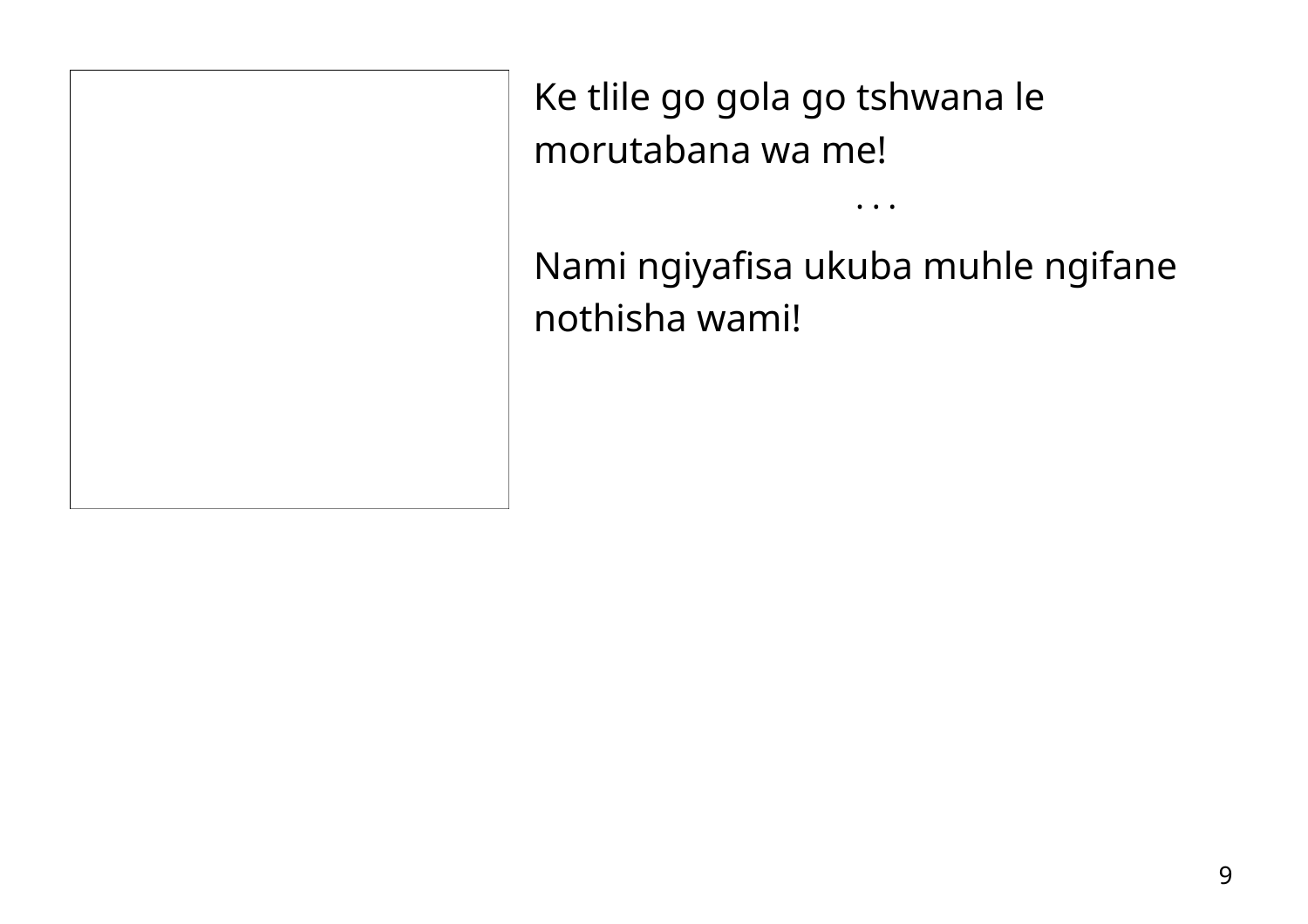Ke tlile go gola go tshwana le morutabana wa me!

. . .

Nami ngiyafisa ukuba muhle ngifane nothisha wami!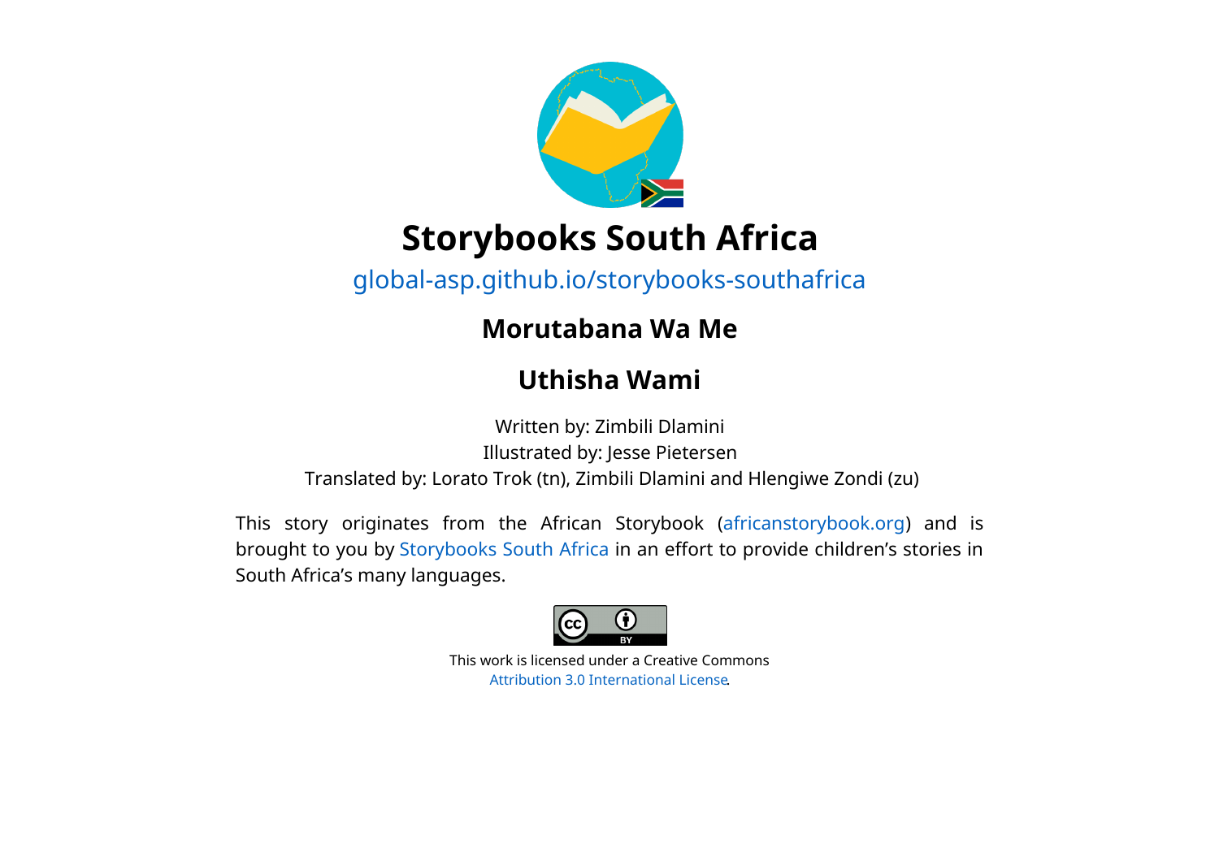# Storybooks South Africa

global-asp.github.io/storybooks-southafrica

## Morutabana Wa Me

## Uthisha Wami

Written by: Zimbili Dlamini
Illustrated by: Jesse Pietersen
Translated by: Lorato Trok (tn), Zimbili Dlamini and Hlengiwe Zondi (zu)

This story originates from the African Storybook (africanstorybook.org) and is brought to you by Storybooks South Africa in an effort to provide children's stories in South Africa's many languages.

This work is licensed under a Creative Commons Attribution 3.0 International License.